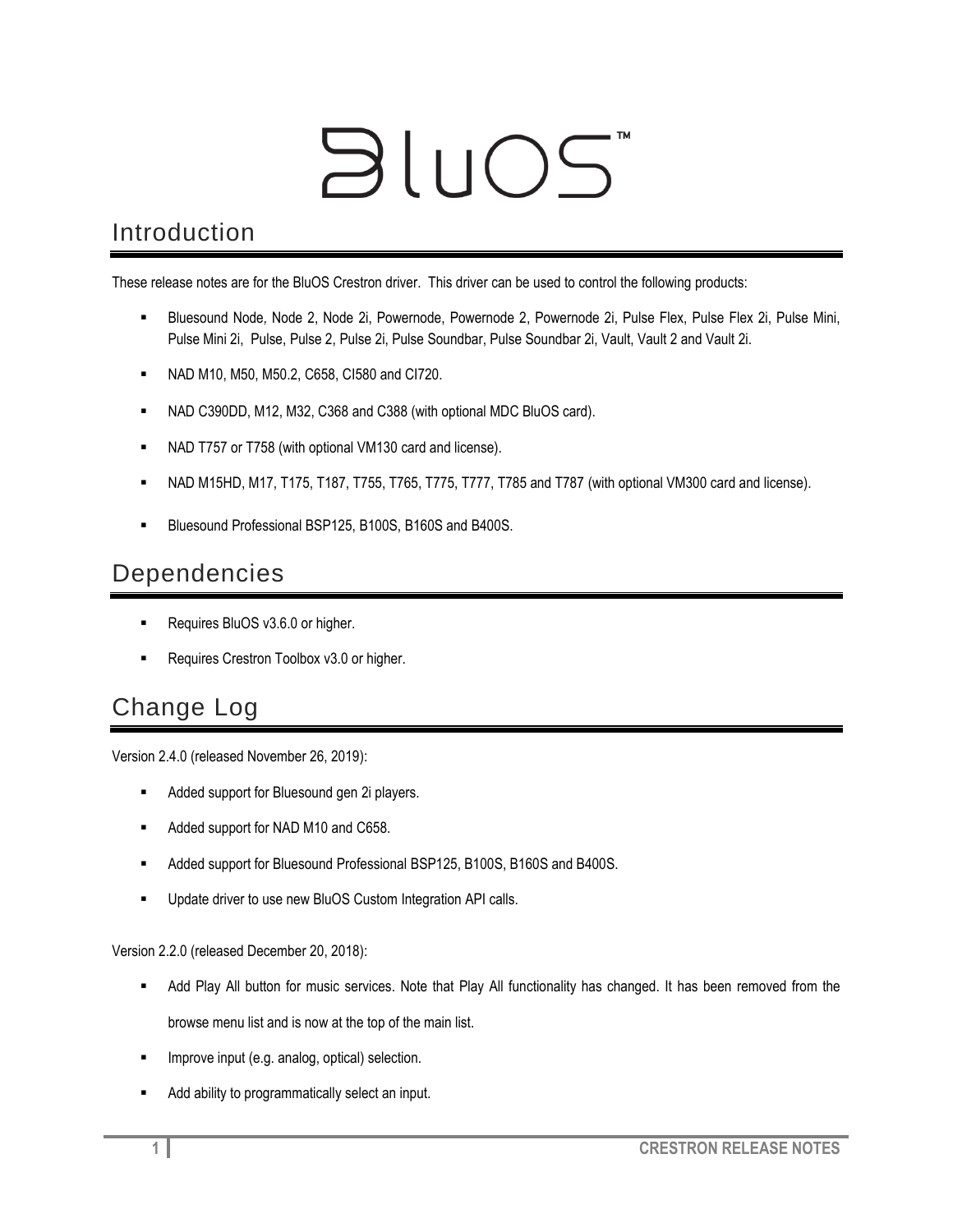# BluOS™

## Introduction

These release notes are for the BluOS Crestron driver. This driver can be used to control the following products:

- Bluesound Node, Node 2, Node 2i, Powernode, Powernode 2, Powernode 2i, Pulse Flex, Pulse Flex 2i, Pulse Mini, Pulse Mini 2i, Pulse, Pulse 2, Pulse 2i, Pulse Soundbar, Pulse Soundbar 2i, Vault, Vault 2 and Vault 2i.
- NAD M10, M50, M50.2, C658, CI580 and CI720.
- NAD C390DD, M12, M32, C368 and C388 (with optional MDC BluOS card).
- NAD T757 or T758 (with optional VM130 card and license).
- NAD M15HD, M17, T175, T187, T755, T765, T775, T777, T785 and T787 (with optional VM300 card and license).
- Bluesound Professional BSP125, B100S, B160S and B400S.

## Dependencies

- Requires BluOS v3.6.0 or higher.
- Requires Crestron Toolbox v3.0 or higher.

## Change Log

Version 2.4.0 (released November 26, 2019):

- Added support for Bluesound gen 2i players.
- Added support for NAD M10 and C658.
- Added support for Bluesound Professional BSP125, B100S, B160S and B400S.
- Update driver to use new BluOS Custom Integration API calls.

Version 2.2.0 (released December 20, 2018):

- Add Play All button for music services. Note that Play All functionality has changed. It has been removed from the browse menu list and is now at the top of the main list.
- Improve input (e.g. analog, optical) selection.
- Add ability to programmatically select an input.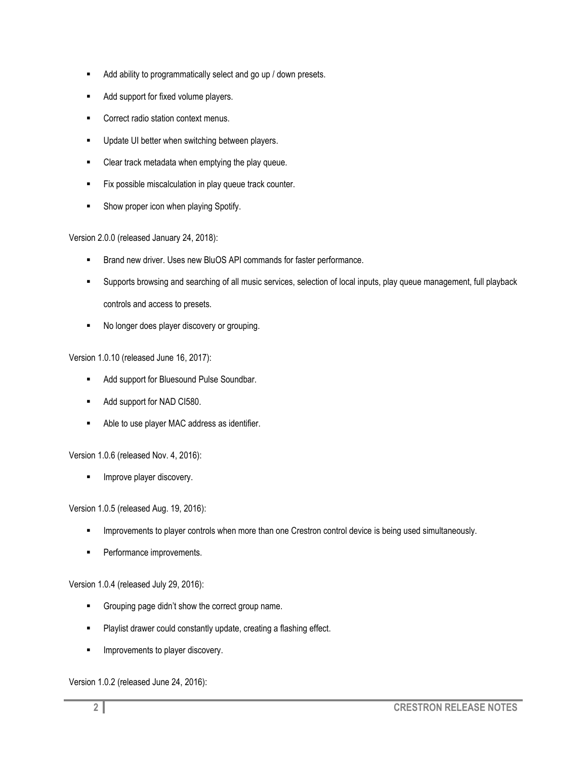- Add ability to programmatically select and go up / down presets.
- Add support for fixed volume players.
- Correct radio station context menus.
- Update UI better when switching between players.
- Clear track metadata when emptying the play queue.
- Fix possible miscalculation in play queue track counter.
- Show proper icon when playing Spotify.

Version 2.0.0 (released January 24, 2018):

- Brand new driver. Uses new BluOS API commands for faster performance.
- Supports browsing and searching of all music services, selection of local inputs, play queue management, full playback controls and access to presets.
- No longer does player discovery or grouping.

Version 1.0.10 (released June 16, 2017):

- Add support for Bluesound Pulse Soundbar.
- Add support for NAD CI580.
- Able to use player MAC address as identifier.

Version 1.0.6 (released Nov. 4, 2016):

- Improve player discovery.

Version 1.0.5 (released Aug. 19, 2016):

- Improvements to player controls when more than one Crestron control device is being used simultaneously.
- Performance improvements.

Version 1.0.4 (released July 29, 2016):

- Grouping page didn't show the correct group name.
- Playlist drawer could constantly update, creating a flashing effect.
- Improvements to player discovery.

Version 1.0.2 (released June 24, 2016):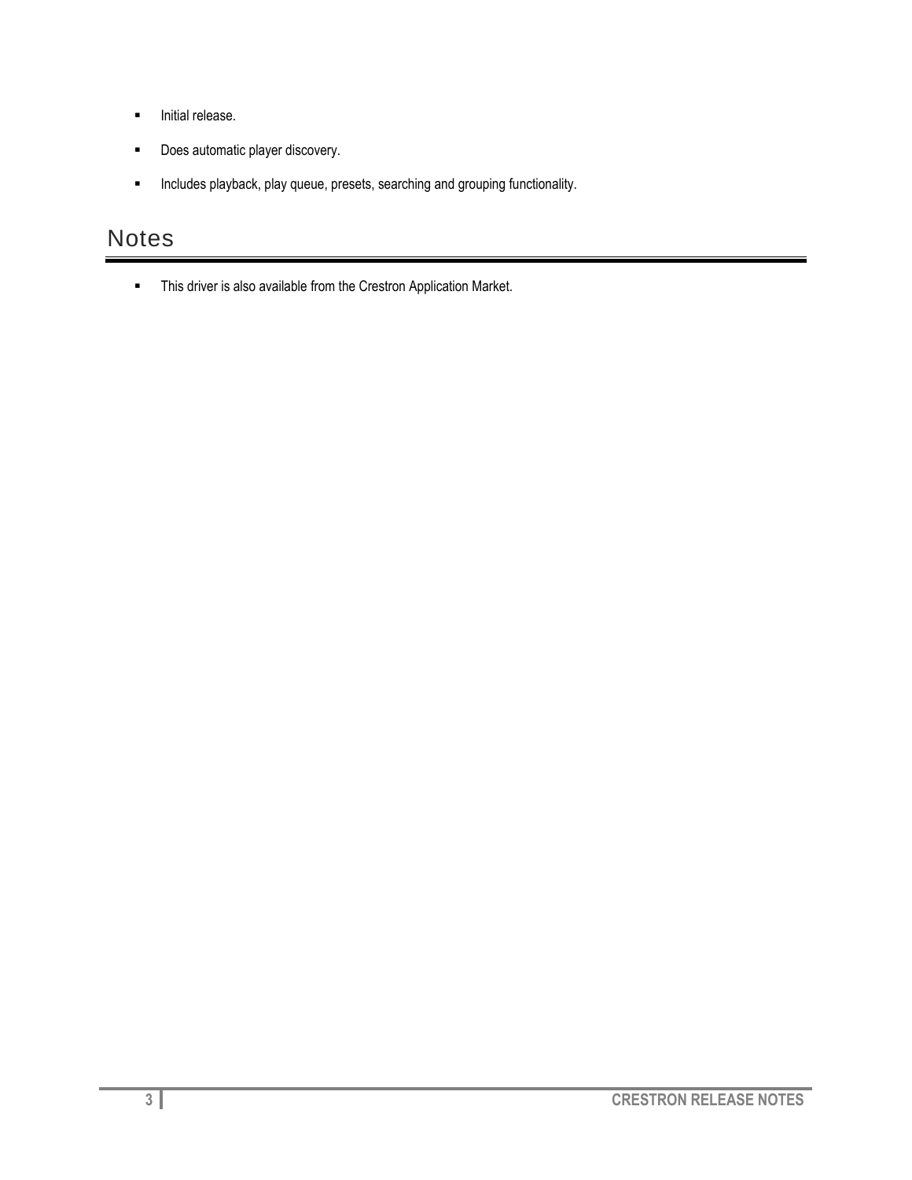- Initial release.
- Does automatic player discovery.
- Includes playback, play queue, presets, searching and grouping functionality.

## Notes

- This driver is also available from the Crestron Application Market.